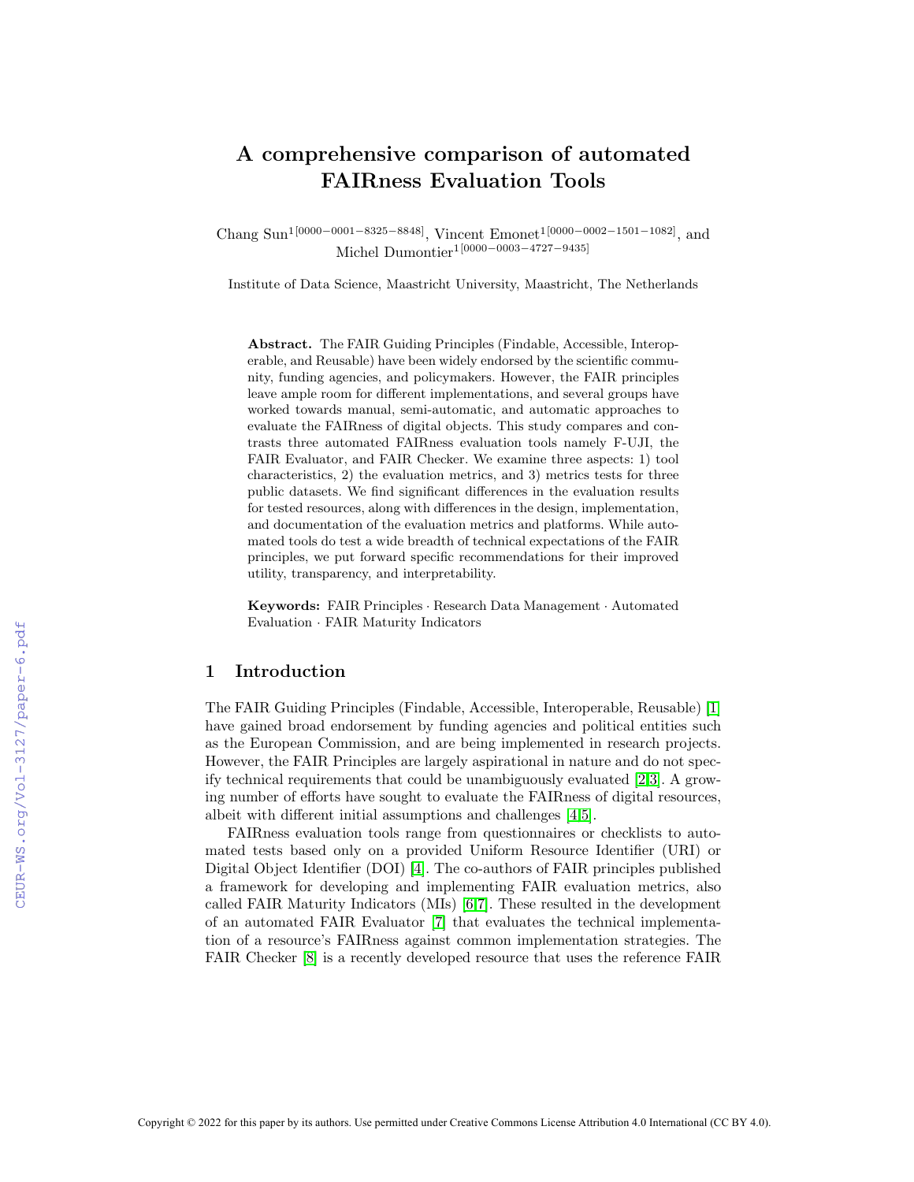# A comprehensive comparison of automated FAIRness Evaluation Tools

Chang Sun[1[0000−0001−8325−8848]], Vincent Emonet[1[0000−0002−1501−1082]], and Michel Dumontier[1[0000−0003−4727−9435]]

Institute of Data Science, Maastricht University, Maastricht, The Netherlands

**Abstract.** The FAIR Guiding Principles (Findable, Accessible, Interoperable, and Reusable) have been widely endorsed by the scientific community, funding agencies, and policymakers. However, the FAIR principles leave ample room for different implementations, and several groups have worked towards manual, semi-automatic, and automatic approaches to evaluate the FAIRness of digital objects. This study compares and contrasts three automated FAIRness evaluation tools namely F-UJI, the FAIR Evaluator, and FAIR Checker. We examine three aspects: 1) tool characteristics, 2) the evaluation metrics, and 3) metrics tests for three public datasets. We find significant differences in the evaluation results for tested resources, along with differences in the design, implementation, and documentation of the evaluation metrics and platforms. While automated tools do test a wide breadth of technical expectations of the FAIR principles, we put forward specific recommendations for their improved utility, transparency, and interpretability.

**Keywords:** FAIR Principles · Research Data Management · Automated Evaluation · FAIR Maturity Indicators

## 1 Introduction

The FAIR Guiding Principles (Findable, Accessible, Interoperable, Reusable) [1] have gained broad endorsement by funding agencies and political entities such as the European Commission, and are being implemented in research projects. However, the FAIR Principles are largely aspirational in nature and do not specify technical requirements that could be unambiguously evaluated [2,3]. A growing number of efforts have sought to evaluate the FAIRness of digital resources, albeit with different initial assumptions and challenges [4,5].

FAIRness evaluation tools range from questionnaires or checklists to automated tests based only on a provided Uniform Resource Identifier (URI) or Digital Object Identifier (DOI) [4]. The co-authors of FAIR principles published a framework for developing and implementing FAIR evaluation metrics, also called FAIR Maturity Indicators (MIs) [6,7]. These resulted in the development of an automated FAIR Evaluator [7] that evaluates the technical implementation of a resource's FAIRness against common implementation strategies. The FAIR Checker [8] is a recently developed resource that uses the reference FAIR

Copyright © 2022 for this paper by its authors. Use permitted under Creative Commons License Attribution 4.0 International (CC BY 4.0).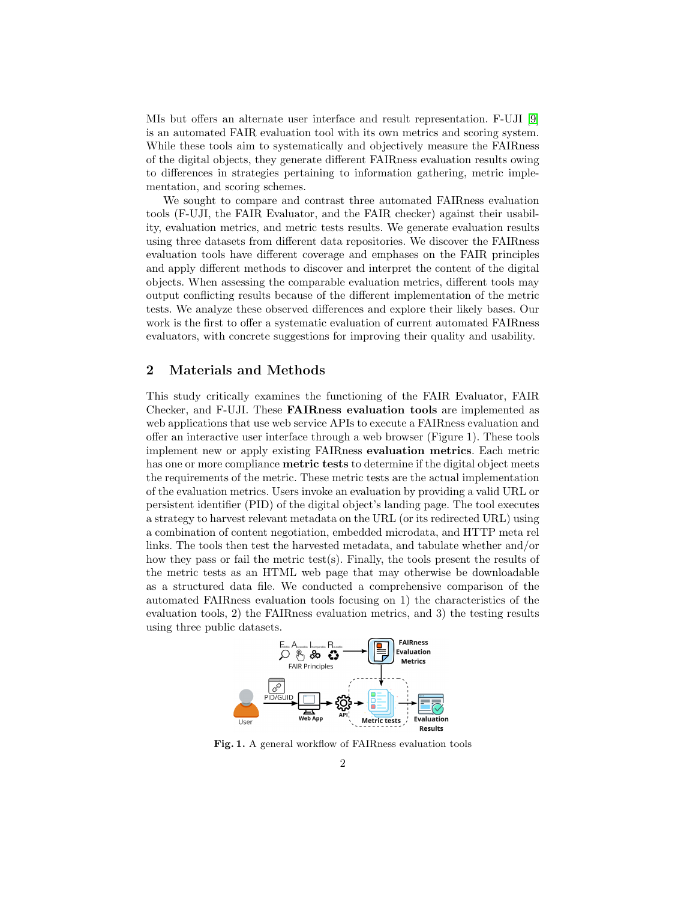MIs but offers an alternate user interface and result representation. F-UJI [9] is an automated FAIR evaluation tool with its own metrics and scoring system. While these tools aim to systematically and objectively measure the FAIRness of the digital objects, they generate different FAIRness evaluation results owing to differences in strategies pertaining to information gathering, metric implementation, and scoring schemes.

We sought to compare and contrast three automated FAIRness evaluation tools (F-UJI, the FAIR Evaluator, and the FAIR checker) against their usability, evaluation metrics, and metric tests results. We generate evaluation results using three datasets from different data repositories. We discover the FAIRness evaluation tools have different coverage and emphases on the FAIR principles and apply different methods to discover and interpret the content of the digital objects. When assessing the comparable evaluation metrics, different tools may output conflicting results because of the different implementation of the metric tests. We analyze these observed differences and explore their likely bases. Our work is the first to offer a systematic evaluation of current automated FAIRness evaluators, with concrete suggestions for improving their quality and usability.

## 2 Materials and Methods

This study critically examines the functioning of the FAIR Evaluator, FAIR Checker, and F-UJI. These **FAIRness evaluation tools** are implemented as web applications that use web service APIs to execute a FAIRness evaluation and offer an interactive user interface through a web browser (Figure 1). These tools implement new or apply existing FAIRness **evaluation metrics**. Each metric has one or more compliance **metric tests** to determine if the digital object meets the requirements of the metric. These metric tests are the actual implementation of the evaluation metrics. Users invoke an evaluation by providing a valid URL or persistent identifier (PID) of the digital object's landing page. The tool executes a strategy to harvest relevant metadata on the URL (or its redirected URL) using a combination of content negotiation, embedded microdata, and HTTP meta rel links. The tools then test the harvested metadata, and tabulate whether and/or how they pass or fail the metric test(s). Finally, the tools present the results of the metric tests as an HTML web page that may otherwise be downloadable as a structured data file. We conducted a comprehensive comparison of the automated FAIRness evaluation tools focusing on 1) the characteristics of the evaluation tools, 2) the FAIRness evaluation metrics, and 3) the testing results using three public datasets.

**Fig. 1.** A general workflow of FAIRness evaluation tools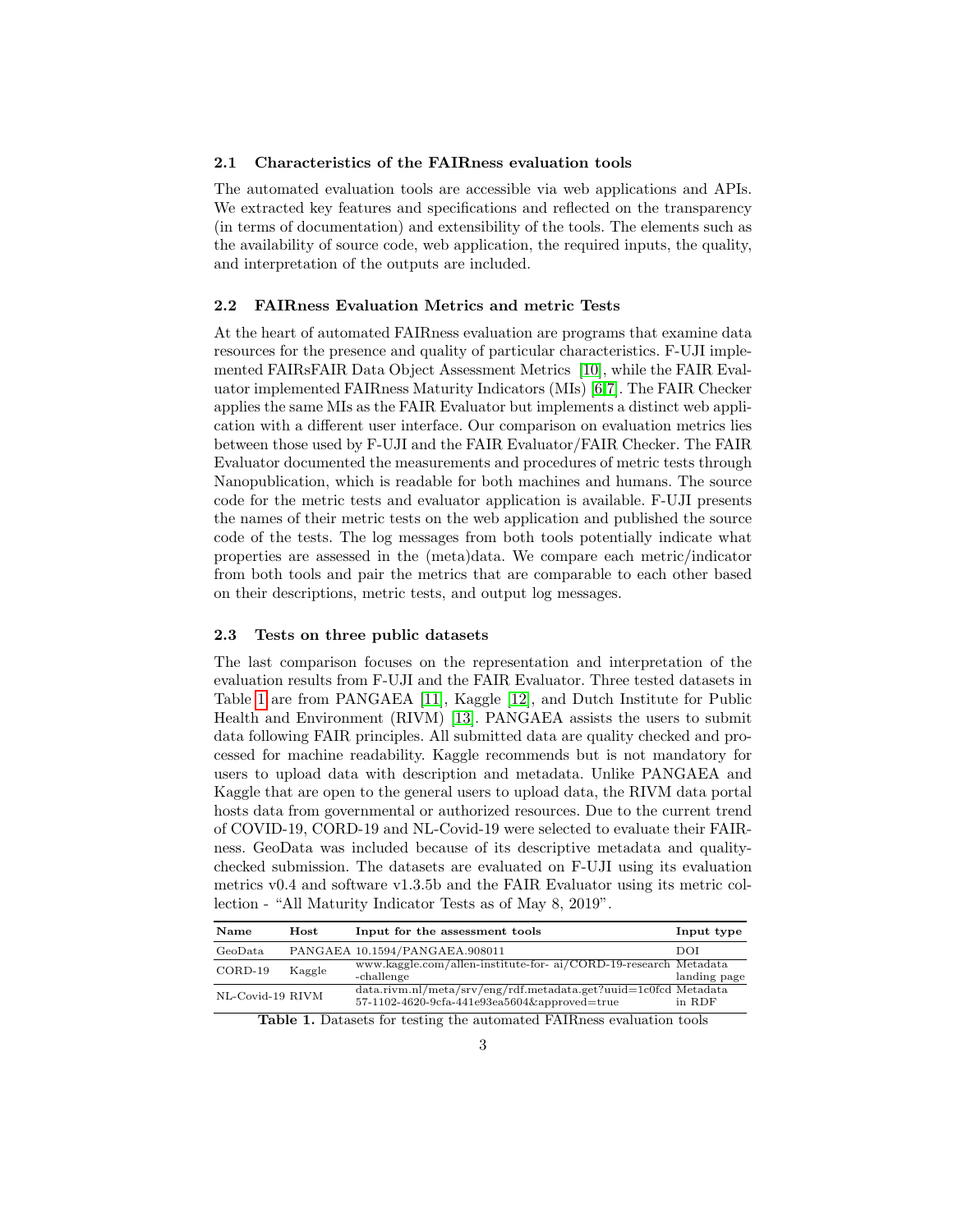### 2.1 Characteristics of the FAIRness evaluation tools

The automated evaluation tools are accessible via web applications and APIs. We extracted key features and specifications and reflected on the transparency (in terms of documentation) and extensibility of the tools. The elements such as the availability of source code, web application, the required inputs, the quality, and interpretation of the outputs are included.

### 2.2 FAIRness Evaluation Metrics and metric Tests

At the heart of automated FAIRness evaluation are programs that examine data resources for the presence and quality of particular characteristics. F-UJI implemented FAIRsFAIR Data Object Assessment Metrics [10], while the FAIR Evaluator implemented FAIRness Maturity Indicators (MIs) [6,7]. The FAIR Checker applies the same MIs as the FAIR Evaluator but implements a distinct web application with a different user interface. Our comparison on evaluation metrics lies between those used by F-UJI and the FAIR Evaluator/FAIR Checker. The FAIR Evaluator documented the measurements and procedures of metric tests through Nanopublication, which is readable for both machines and humans. The source code for the metric tests and evaluator application is available. F-UJI presents the names of their metric tests on the web application and published the source code of the tests. The log messages from both tools potentially indicate what properties are assessed in the (meta)data. We compare each metric/indicator from both tools and pair the metrics that are comparable to each other based on their descriptions, metric tests, and output log messages.

### 2.3 Tests on three public datasets

The last comparison focuses on the representation and interpretation of the evaluation results from F-UJI and the FAIR Evaluator. Three tested datasets in Table 1 are from PANGAEA [11], Kaggle [12], and Dutch Institute for Public Health and Environment (RIVM) [13]. PANGAEA assists the users to submit data following FAIR principles. All submitted data are quality checked and processed for machine readability. Kaggle recommends but is not mandatory for users to upload data with description and metadata. Unlike PANGAEA and Kaggle that are open to the general users to upload data, the RIVM data portal hosts data from governmental or authorized resources. Due to the current trend of COVID-19, CORD-19 and NL-Covid-19 were selected to evaluate their FAIRness. GeoData was included because of its descriptive metadata and quality-checked submission. The datasets are evaluated on F-UJI using its evaluation metrics v0.4 and software v1.3.5b and the FAIR Evaluator using its metric collection - "All Maturity Indicator Tests as of May 8, 2019".

| Name | Host | Input for the assessment tools | Input type |
|---|---|---|---|
| GeoData | PANGAEA | 10.1594/PANGAEA.908011 | DOI |
| CORD-19 | Kaggle | www.kaggle.com/allen-institute-for- ai/CORD-19-research -challenge | Metadata landing page |
| NL-Covid-19 | RIVM | data.rivm.nl/meta/srv/eng/rdf.metadata.get?uuid=1c0fcd 57-1102-4620-9cfa-441e93ea5604&approved=true | Metadata in RDF |

**Table 1.** Datasets for testing the automated FAIRness evaluation tools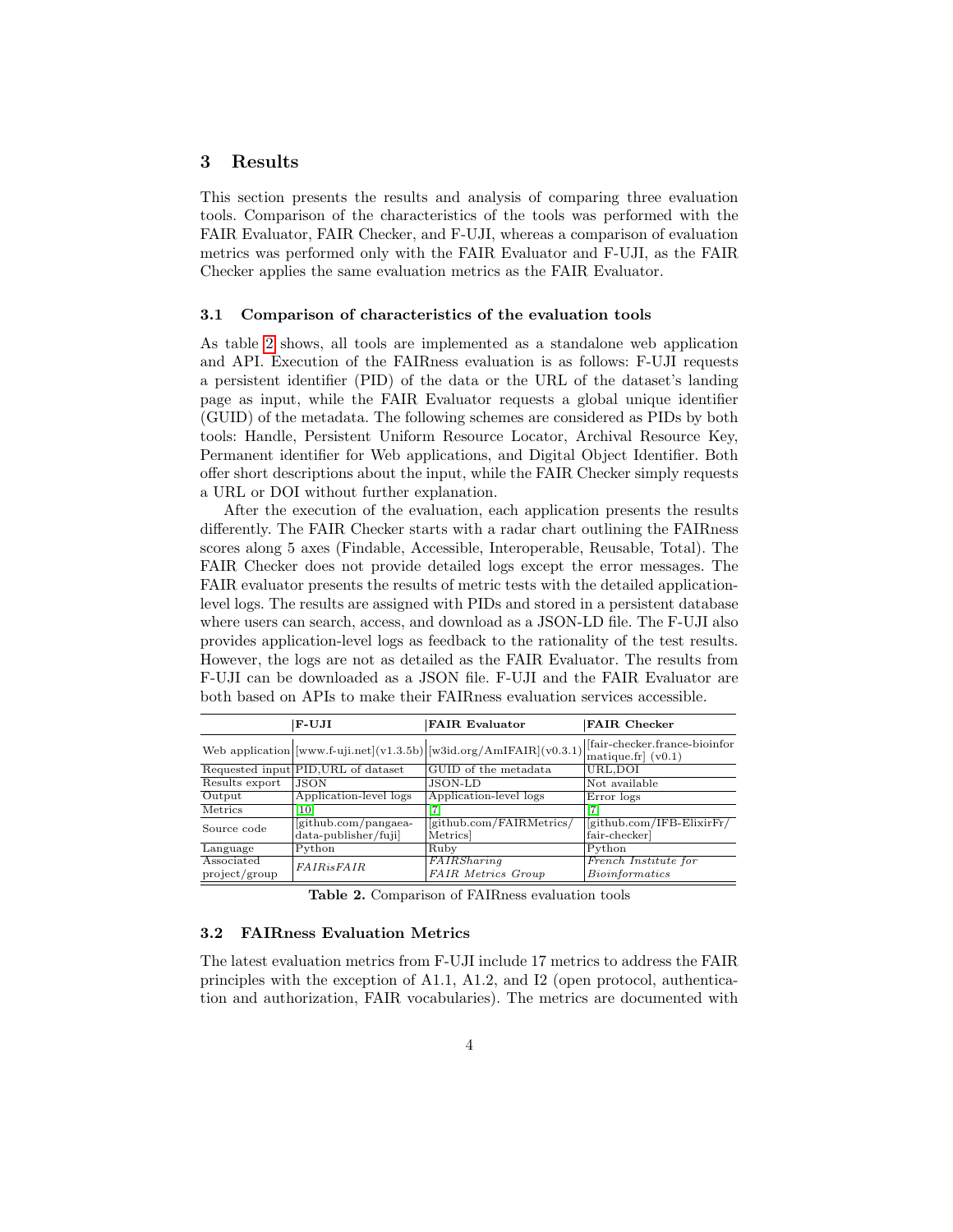## 3 Results

This section presents the results and analysis of comparing three evaluation tools. Comparison of the characteristics of the tools was performed with the FAIR Evaluator, FAIR Checker, and F-UJI, whereas a comparison of evaluation metrics was performed only with the FAIR Evaluator and F-UJI, as the FAIR Checker applies the same evaluation metrics as the FAIR Evaluator.

### 3.1 Comparison of characteristics of the evaluation tools

As table 2 shows, all tools are implemented as a standalone web application and API. Execution of the FAIRness evaluation is as follows: F-UJI requests a persistent identifier (PID) of the data or the URL of the dataset's landing page as input, while the FAIR Evaluator requests a global unique identifier (GUID) of the metadata. The following schemes are considered as PIDs by both tools: Handle, Persistent Uniform Resource Locator, Archival Resource Key, Permanent identifier for Web applications, and Digital Object Identifier. Both offer short descriptions about the input, while the FAIR Checker simply requests a URL or DOI without further explanation.

After the execution of the evaluation, each application presents the results differently. The FAIR Checker starts with a radar chart outlining the FAIRness scores along 5 axes (Findable, Accessible, Interoperable, Reusable, Total). The FAIR Checker does not provide detailed logs except the error messages. The FAIR evaluator presents the results of metric tests with the detailed application-level logs. The results are assigned with PIDs and stored in a persistent database where users can search, access, and download as a JSON-LD file. The F-UJI also provides application-level logs as feedback to the rationality of the test results. However, the logs are not as detailed as the FAIR Evaluator. The results from F-UJI can be downloaded as a JSON file. F-UJI and the FAIR Evaluator are both based on APIs to make their FAIRness evaluation services accessible.

| | **F-UJI** | **FAIR Evaluator** | **FAIR Checker** |
|---|---|---|---|
| Web application | [www.f-uji.net](v1.3.5b) | [w3id.org/AmIFAIR](v0.3.1) | [fair-checker.france-bioinformatique.fr] (v0.1) |
| Requested input | PID,URL of dataset | GUID of the metadata | URL,DOI |
| Results export | JSON | JSON-LD | Not available |
| Output | Application-level logs | Application-level logs | Error logs |
| Metrics | [10] | [7] | [7] |
| Source code | [github.com/pangaea-data-publisher/fuji] | [github.com/FAIRMetrics/Metrics] | [github.com/IFB-ElixirFr/fair-checker] |
| Language | Python | Ruby | Python |
| Associated project/group | *FAIRisFAIR* | *FAIRSharing* *FAIR Metrics Group* | *French Institute for Bioinformatics* |

**Table 2.** Comparison of FAIRness evaluation tools

### 3.2 FAIRness Evaluation Metrics

The latest evaluation metrics from F-UJI include 17 metrics to address the FAIR principles with the exception of A1.1, A1.2, and I2 (open protocol, authentication and authorization, FAIR vocabularies). The metrics are documented with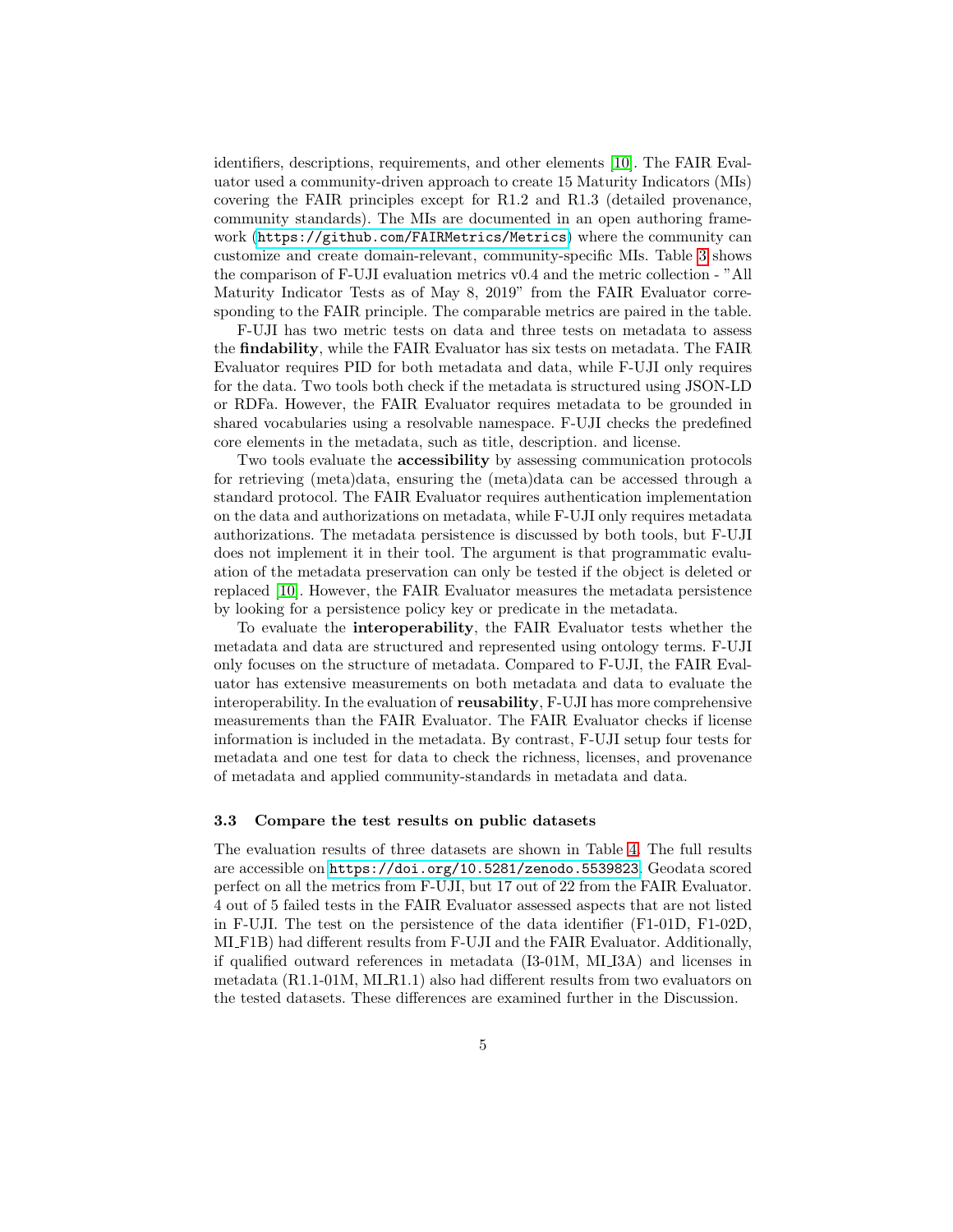identifiers, descriptions, requirements, and other elements [10]. The FAIR Evaluator used a community-driven approach to create 15 Maturity Indicators (MIs) covering the FAIR principles except for R1.2 and R1.3 (detailed provenance, community standards). The MIs are documented in an open authoring framework (https://github.com/FAIRMetrics/Metrics) where the community can customize and create domain-relevant, community-specific MIs. Table 3 shows the comparison of F-UJI evaluation metrics v0.4 and the metric collection - "All Maturity Indicator Tests as of May 8, 2019" from the FAIR Evaluator corresponding to the FAIR principle. The comparable metrics are paired in the table.

F-UJI has two metric tests on data and three tests on metadata to assess the **findability**, while the FAIR Evaluator has six tests on metadata. The FAIR Evaluator requires PID for both metadata and data, while F-UJI only requires for the data. Two tools both check if the metadata is structured using JSON-LD or RDFa. However, the FAIR Evaluator requires metadata to be grounded in shared vocabularies using a resolvable namespace. F-UJI checks the predefined core elements in the metadata, such as title, description. and license.

Two tools evaluate the **accessibility** by assessing communication protocols for retrieving (meta)data, ensuring the (meta)data can be accessed through a standard protocol. The FAIR Evaluator requires authentication implementation on the data and authorizations on metadata, while F-UJI only requires metadata authorizations. The metadata persistence is discussed by both tools, but F-UJI does not implement it in their tool. The argument is that programmatic evaluation of the metadata preservation can only be tested if the object is deleted or replaced [10]. However, the FAIR Evaluator measures the metadata persistence by looking for a persistence policy key or predicate in the metadata.

To evaluate the **interoperability**, the FAIR Evaluator tests whether the metadata and data are structured and represented using ontology terms. F-UJI only focuses on the structure of metadata. Compared to F-UJI, the FAIR Evaluator has extensive measurements on both metadata and data to evaluate the interoperability. In the evaluation of **reusability**, F-UJI has more comprehensive measurements than the FAIR Evaluator. The FAIR Evaluator checks if license information is included in the metadata. By contrast, F-UJI setup four tests for metadata and one test for data to check the richness, licenses, and provenance of metadata and applied community-standards in metadata and data.

### 3.3 Compare the test results on public datasets

The evaluation results of three datasets are shown in Table 4. The full results are accessible on https://doi.org/10.5281/zenodo.5539823. Geodata scored perfect on all the metrics from F-UJI, but 17 out of 22 from the FAIR Evaluator. 4 out of 5 failed tests in the FAIR Evaluator assessed aspects that are not listed in F-UJI. The test on the persistence of the data identifier (F1-01D, F1-02D, MI_F1B) had different results from F-UJI and the FAIR Evaluator. Additionally, if qualified outward references in metadata (I3-01M, MI_I3A) and licenses in metadata (R1.1-01M, MI_R1.1) also had different results from two evaluators on the tested datasets. These differences are examined further in the Discussion.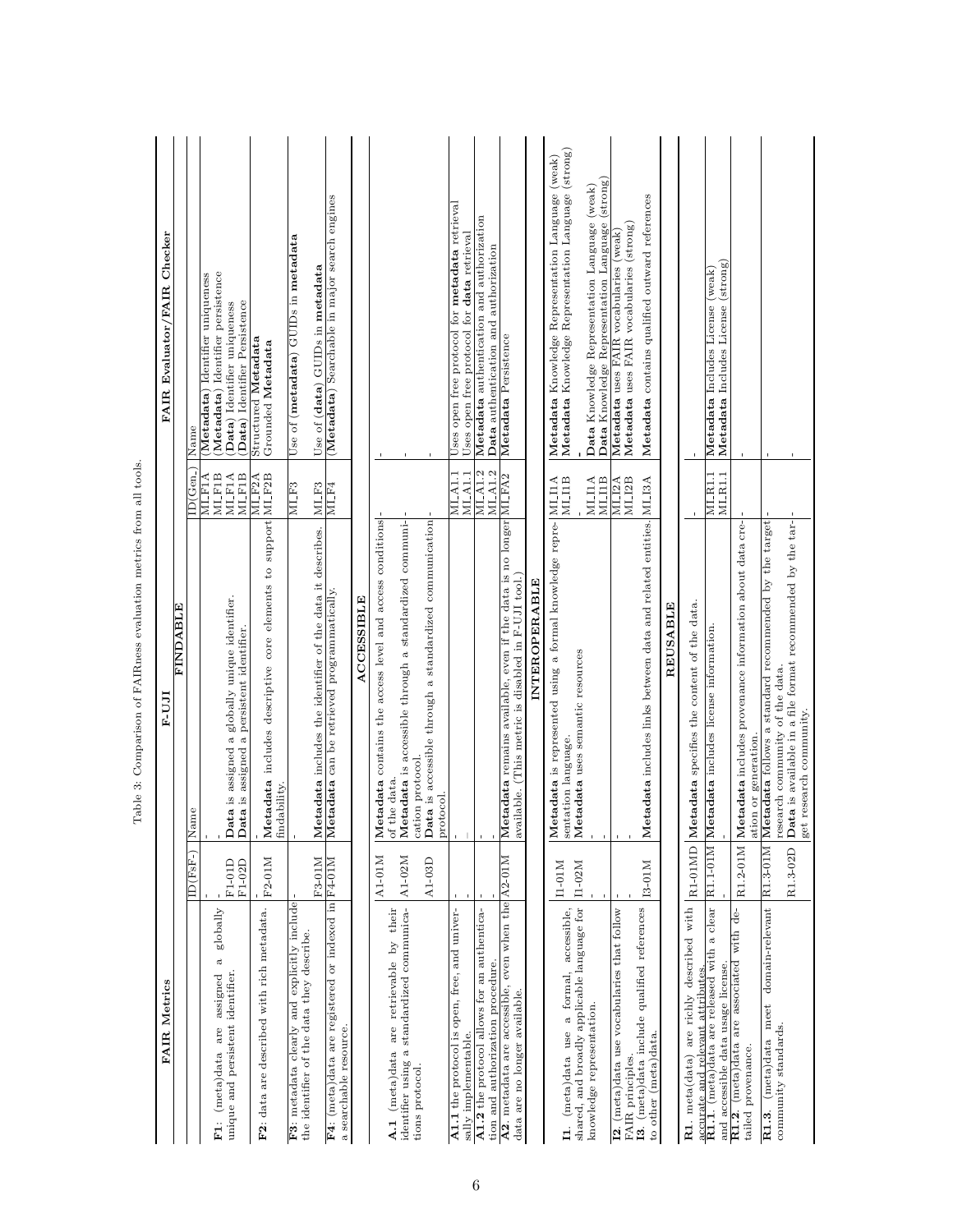Table 3: Comparison of FAIRness evaluation metrics from all tools.

| FAIR Metrics | F-UJI | | FAIR Evaluator/FAIR Checker | |
|---|---|---|---|---|
| | ID(FsF-) | Name | ID(Gen_) | Name |
| **FINDABLE** | | | | |
| **F1**: (meta)data are assigned a globally unique and persistent identifier. | - | - | MI_F1A | (**Metadata**) Identifier uniqueness |
| | - | - | MI_F1B | (**Metadata**) Identifier persistence |
| | F1-01D | **Data** is assigned a globally unique identifier. | MI_F1A | (**Data**) Identifier uniqueness |
| | F1-02D | **Data** is assigned a persistent identifier. | MI_F1B | (**Data**) Identifier Persistence |
| **F2**: data are described with rich metadata. | - | - | MI_F2A | Structured **Metadata** |
| | F2-01M | **Metadata** includes descriptive core elements to support findability. | MI_F2B | Grounded **Metadata** |
| **F3**: metadata clearly and explicitly include the identifier of the data they describe. | - | - | MI_F3 | Use of (**metadata**) GUIDs in **metadata** |
| | F3-01M | **Metadata** includes the identifier of the data it describes. | MI_F3 | Use of (**data**) GUIDs in **metadata** |
| **F4**: (meta)data are registered or indexed in a searchable resource. | F4-01M | **Metadata** can be retrieved programmatically. | MI_F4 | (**Metadata**) Searchable in major search engines |
| **ACCESSIBLE** | | | | |
| **A.1** (meta)data are retrievable by their identifier using a standardized communications protocol. | A1-01M | **Metadata** contains the access level and access conditions of the data. | - | - |
| | A1-02M | **Metadata** is accessible through a standardized communication protocol. | - | - |
| | A1-03D | **Data** is accessible through a standardized communication protocol. | - | - |
| **A1.1** the protocol is open, free, and universally implementable. | - | - | MI_A1.1 | Uses open free protocol for **metadata** retrieval |
| | - | - | MI_A1.1 | Uses open free protocol for **data** retrieval |
| **A1.2** the protocol allows for an authentication and authorization procedure. | - | - | MI_A1.2 | **Metadata** authentication and authorization |
| | - | - | MI_A1.2 | **Data** authentication and authorization |
| **A2**. metadata are accessible, even when the data are no longer available. | A2-01M | **Metadata** remains available, even if the data is no longer available. (This metric is disabled in F-UJI tool.) | MI_FA2 | **Metadata** Persistence |
| **INTEROPERABLE** | | | | |
| **I1**. (meta)data use a formal, accessible, shared, and broadly applicable language for knowledge representation. | I1-01M | **Metadata** is represented using a formal knowledge representation language. | MI_I1A | **Metadata** Knowledge Representation Language (weak) |
| | I1-02M | **Metadata** uses semantic resources | MI_I1B | **Metadata** Knowledge Representation Language (strong) |
| | - | - | | - |
| | - | - | MI_I1A | **Data** Knowledge Representation Language (weak) |
| | - | - | MI_I1B | **Data** Knowledge Representation Language (strong) |
| **I2** (meta)data use vocabularies that follow FAIR principles. | - | - | MI_I2A | **Metadata** uses FAIR vocabularies (weak) |
| | - | - | MI_I2B | **Metadata** uses FAIR vocabularies (strong) |
| **I3**. (meta)data include qualified references to other (meta)data. | I3-01M | **Metadata** includes links between data and related entities. | MI_I3A | **Metadata** contains qualified outward references |
| **REUSABLE** | | | | |
| **R1**. meta(data) are richly described with accurate and relevant attributes. | R1-01MD | **Metadata** specifies the content of the data. | - | - |
| **R1.1**. (meta)data are released with a clear and accessible data usage license. | R1.1-01M | **Metadata** includes license information. | MI_R1.1 | **Metadata** Includes License (weak) |
| | - | - | MI_R1.1 | **Metadata** Includes License (strong) |
| **R1.2**. (meta)data are associated with detailed provenance. | R1.2-01M | **Metadata** includes provenance information about data creation or generation. | - | - |
| **R1.3**. (meta)data meet domain-relevant community standards. | R1.3-01M | **Metadata** follows a standard recommended by the target research community of the data. | - | - |
| | R1.3-02D | **Data** is available in a file format recommended by the target research community. | - | - |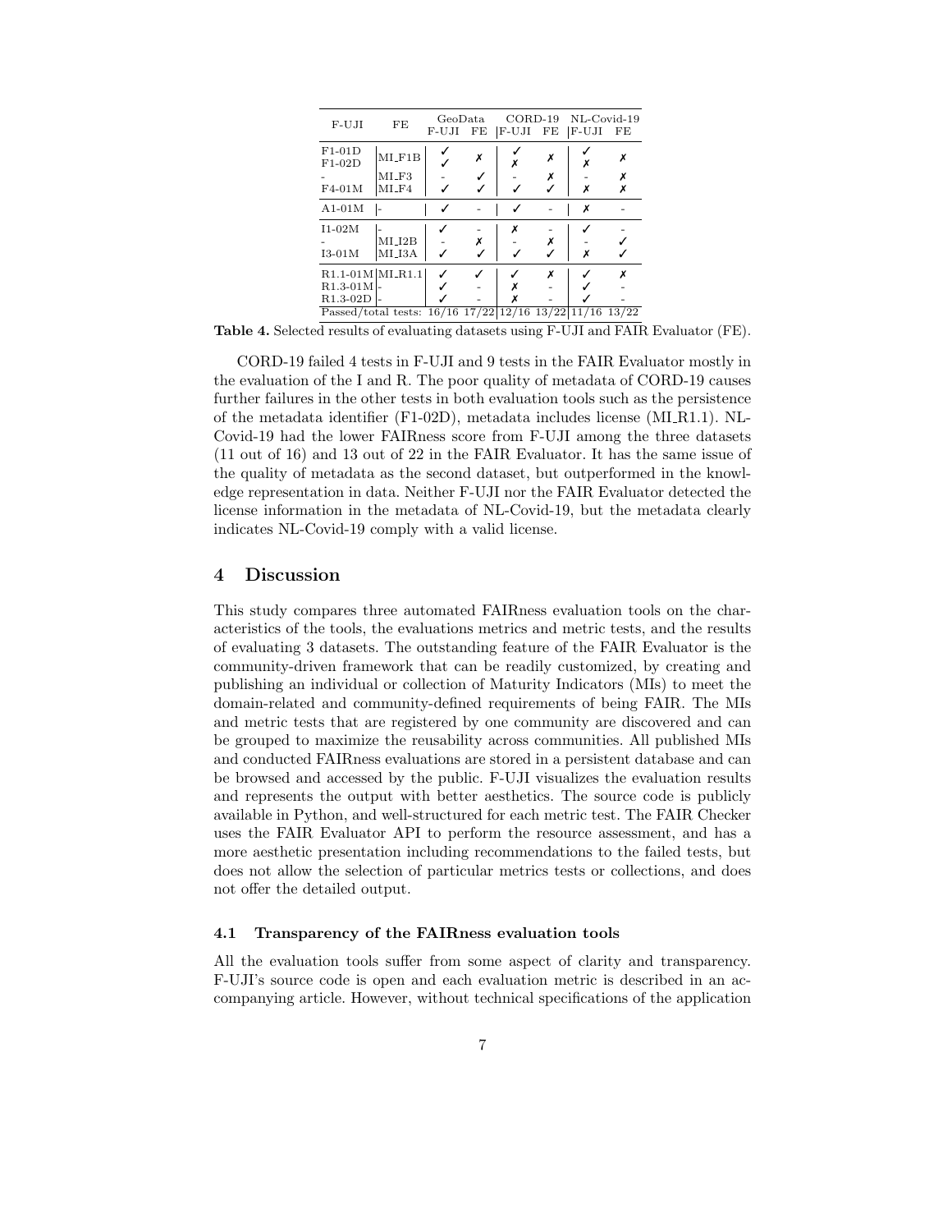| F-UJI | FE | GeoData | | CORD-19 | | NL-Covid-19 | |
|---|---|---|---|---|---|---|---|
| | | F-UJI | FE | F-UJI | FE | F-UJI | FE |
| F1-01D | MI_F1B | ✓ | ✗ | ✓ | ✗ | ✓ | ✗ |
| F1-02D | | ✓ | | ✗ | | ✗ | |
| - | MI_F3 | - | ✓ | - | ✗ | - | ✗ |
| F4-01M | MI_F4 | ✓ | ✓ | ✓ | ✓ | ✗ | ✗ |
| A1-01M | - | ✓ | - | ✓ | - | ✗ | - |
| I1-02M | - | ✓ | - | ✗ | - | ✓ | - |
| - | MI_I2B | - | ✗ | - | ✗ | - | ✓ |
| I3-01M | MI_I3A | ✓ | ✓ | ✓ | ✓ | ✗ | ✓ |
| R1.1-01M | MI_R1.1 | ✓ | ✓ | ✓ | ✗ | ✓ | ✗ |
| R1.3-01M | - | ✓ | - | ✗ | - | ✓ | - |
| R1.3-02D | - | ✓ | - | ✗ | - | ✓ | - |
| Passed/total tests: | | 16/16 | 17/22 | 12/16 | 13/22 | 11/16 | 13/22 |

**Table 4.** Selected results of evaluating datasets using F-UJI and FAIR Evaluator (FE).

CORD-19 failed 4 tests in F-UJI and 9 tests in the FAIR Evaluator mostly in the evaluation of the I and R. The poor quality of metadata of CORD-19 causes further failures in the other tests in both evaluation tools such as the persistence of the metadata identifier (F1-02D), metadata includes license (MI_R1.1). NL-Covid-19 had the lower FAIRness score from F-UJI among the three datasets (11 out of 16) and 13 out of 22 in the FAIR Evaluator. It has the same issue of the quality of metadata as the second dataset, but outperformed in the knowledge representation in data. Neither F-UJI nor the FAIR Evaluator detected the license information in the metadata of NL-Covid-19, but the metadata clearly indicates NL-Covid-19 comply with a valid license.

## 4 Discussion

This study compares three automated FAIRness evaluation tools on the characteristics of the tools, the evaluations metrics and metric tests, and the results of evaluating 3 datasets. The outstanding feature of the FAIR Evaluator is the community-driven framework that can be readily customized, by creating and publishing an individual or collection of Maturity Indicators (MIs) to meet the domain-related and community-defined requirements of being FAIR. The MIs and metric tests that are registered by one community are discovered and can be grouped to maximize the reusability across communities. All published MIs and conducted FAIRness evaluations are stored in a persistent database and can be browsed and accessed by the public. F-UJI visualizes the evaluation results and represents the output with better aesthetics. The source code is publicly available in Python, and well-structured for each metric test. The FAIR Checker uses the FAIR Evaluator API to perform the resource assessment, and has a more aesthetic presentation including recommendations to the failed tests, but does not allow the selection of particular metrics tests or collections, and does not offer the detailed output.

### 4.1 Transparency of the FAIRness evaluation tools

All the evaluation tools suffer from some aspect of clarity and transparency. F-UJI's source code is open and each evaluation metric is described in an accompanying article. However, without technical specifications of the application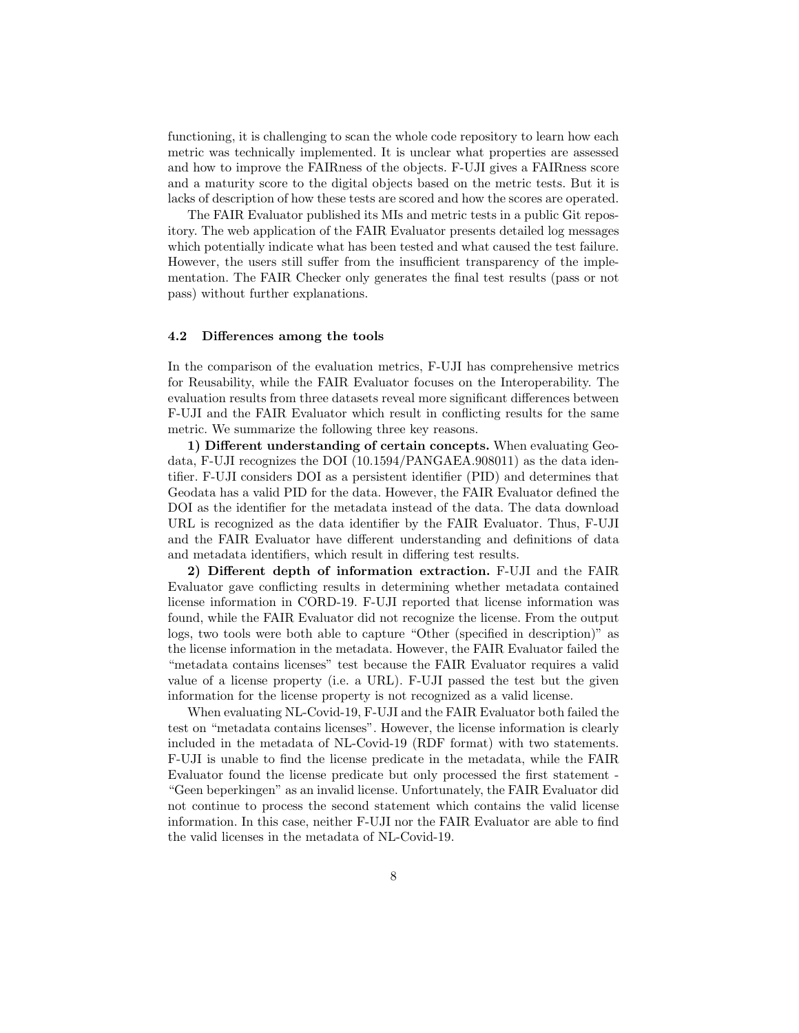functioning, it is challenging to scan the whole code repository to learn how each metric was technically implemented. It is unclear what properties are assessed and how to improve the FAIRness of the objects. F-UJI gives a FAIRness score and a maturity score to the digital objects based on the metric tests. But it is lacks of description of how these tests are scored and how the scores are operated.

The FAIR Evaluator published its MIs and metric tests in a public Git repository. The web application of the FAIR Evaluator presents detailed log messages which potentially indicate what has been tested and what caused the test failure. However, the users still suffer from the insufficient transparency of the implementation. The FAIR Checker only generates the final test results (pass or not pass) without further explanations.

### 4.2 Differences among the tools

In the comparison of the evaluation metrics, F-UJI has comprehensive metrics for Reusability, while the FAIR Evaluator focuses on the Interoperability. The evaluation results from three datasets reveal more significant differences between F-UJI and the FAIR Evaluator which result in conflicting results for the same metric. We summarize the following three key reasons.

**1) Different understanding of certain concepts.** When evaluating Geodata, F-UJI recognizes the DOI (10.1594/PANGAEA.908011) as the data identifier. F-UJI considers DOI as a persistent identifier (PID) and determines that Geodata has a valid PID for the data. However, the FAIR Evaluator defined the DOI as the identifier for the metadata instead of the data. The data download URL is recognized as the data identifier by the FAIR Evaluator. Thus, F-UJI and the FAIR Evaluator have different understanding and definitions of data and metadata identifiers, which result in differing test results.

**2) Different depth of information extraction.** F-UJI and the FAIR Evaluator gave conflicting results in determining whether metadata contained license information in CORD-19. F-UJI reported that license information was found, while the FAIR Evaluator did not recognize the license. From the output logs, two tools were both able to capture "Other (specified in description)" as the license information in the metadata. However, the FAIR Evaluator failed the "metadata contains licenses" test because the FAIR Evaluator requires a valid value of a license property (i.e. a URL). F-UJI passed the test but the given information for the license property is not recognized as a valid license.

When evaluating NL-Covid-19, F-UJI and the FAIR Evaluator both failed the test on "metadata contains licenses". However, the license information is clearly included in the metadata of NL-Covid-19 (RDF format) with two statements. F-UJI is unable to find the license predicate in the metadata, while the FAIR Evaluator found the license predicate but only processed the first statement - "Geen beperkingen" as an invalid license. Unfortunately, the FAIR Evaluator did not continue to process the second statement which contains the valid license information. In this case, neither F-UJI nor the FAIR Evaluator are able to find the valid licenses in the metadata of NL-Covid-19.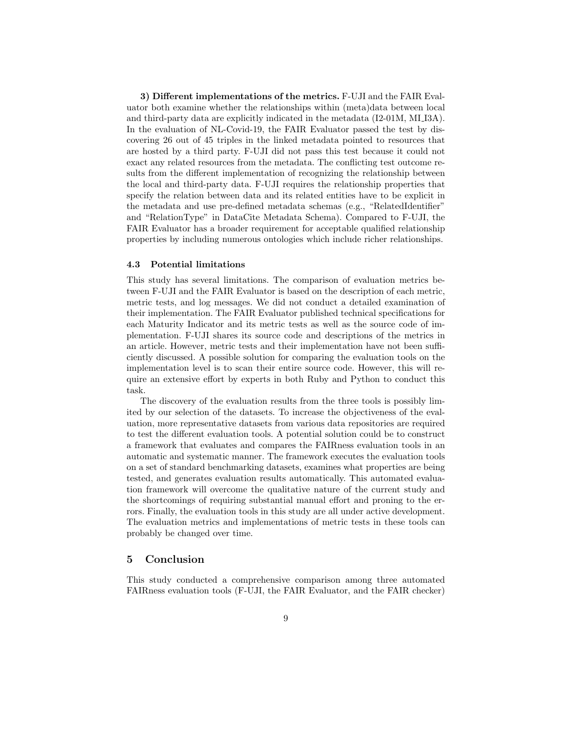**3) Different implementations of the metrics.** F-UJI and the FAIR Evaluator both examine whether the relationships within (meta)data between local and third-party data are explicitly indicated in the metadata (I2-01M, MI_I3A). In the evaluation of NL-Covid-19, the FAIR Evaluator passed the test by discovering 26 out of 45 triples in the linked metadata pointed to resources that are hosted by a third party. F-UJI did not pass this test because it could not exact any related resources from the metadata. The conflicting test outcome results from the different implementation of recognizing the relationship between the local and third-party data. F-UJI requires the relationship properties that specify the relation between data and its related entities have to be explicit in the metadata and use pre-defined metadata schemas (e.g., "RelatedIdentifier" and "RelationType" in DataCite Metadata Schema). Compared to F-UJI, the FAIR Evaluator has a broader requirement for acceptable qualified relationship properties by including numerous ontologies which include richer relationships.

### 4.3 Potential limitations

This study has several limitations. The comparison of evaluation metrics between F-UJI and the FAIR Evaluator is based on the description of each metric, metric tests, and log messages. We did not conduct a detailed examination of their implementation. The FAIR Evaluator published technical specifications for each Maturity Indicator and its metric tests as well as the source code of implementation. F-UJI shares its source code and descriptions of the metrics in an article. However, metric tests and their implementation have not been sufficiently discussed. A possible solution for comparing the evaluation tools on the implementation level is to scan their entire source code. However, this will require an extensive effort by experts in both Ruby and Python to conduct this task.

The discovery of the evaluation results from the three tools is possibly limited by our selection of the datasets. To increase the objectiveness of the evaluation, more representative datasets from various data repositories are required to test the different evaluation tools. A potential solution could be to construct a framework that evaluates and compares the FAIRness evaluation tools in an automatic and systematic manner. The framework executes the evaluation tools on a set of standard benchmarking datasets, examines what properties are being tested, and generates evaluation results automatically. This automated evaluation framework will overcome the qualitative nature of the current study and the shortcomings of requiring substantial manual effort and proning to the errors. Finally, the evaluation tools in this study are all under active development. The evaluation metrics and implementations of metric tests in these tools can probably be changed over time.

## 5 Conclusion

This study conducted a comprehensive comparison among three automated FAIRness evaluation tools (F-UJI, the FAIR Evaluator, and the FAIR checker)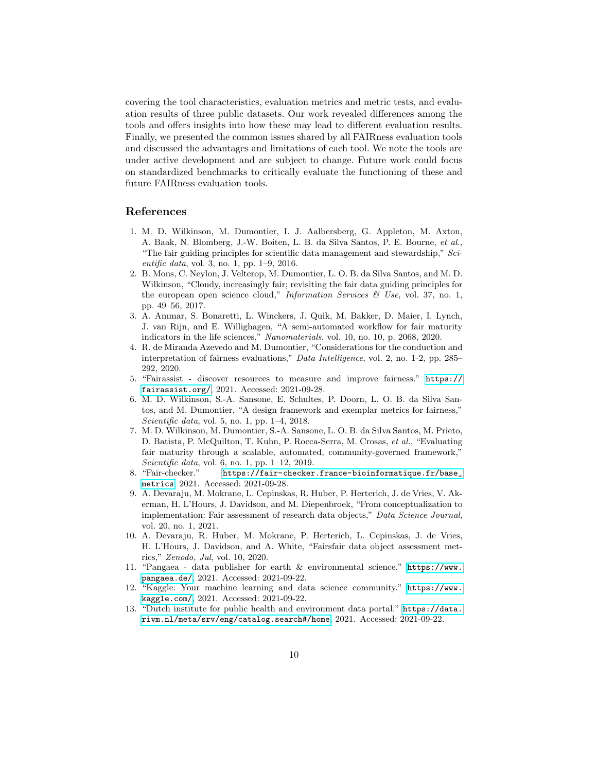covering the tool characteristics, evaluation metrics and metric tests, and evaluation results of three public datasets. Our work revealed differences among the tools and offers insights into how these may lead to different evaluation results. Finally, we presented the common issues shared by all FAIRness evaluation tools and discussed the advantages and limitations of each tool. We note the tools are under active development and are subject to change. Future work could focus on standardized benchmarks to critically evaluate the functioning of these and future FAIRness evaluation tools.

## References

1. M. D. Wilkinson, M. Dumontier, I. J. Aalbersberg, G. Appleton, M. Axton, A. Baak, N. Blomberg, J.-W. Boiten, L. B. da Silva Santos, P. E. Bourne, *et al.*, "The fair guiding principles for scientific data management and stewardship," *Scientific data*, vol. 3, no. 1, pp. 1–9, 2016.
2. B. Mons, C. Neylon, J. Velterop, M. Dumontier, L. O. B. da Silva Santos, and M. D. Wilkinson, "Cloudy, increasingly fair; revisiting the fair data guiding principles for the european open science cloud," *Information Services & Use*, vol. 37, no. 1, pp. 49–56, 2017.
3. A. Ammar, S. Bonaretti, L. Winckers, J. Quik, M. Bakker, D. Maier, I. Lynch, J. van Rijn, and E. Willighagen, "A semi-automated workflow for fair maturity indicators in the life sciences," *Nanomaterials*, vol. 10, no. 10, p. 2068, 2020.
4. R. de Miranda Azevedo and M. Dumontier, "Considerations for the conduction and interpretation of fairness evaluations," *Data Intelligence*, vol. 2, no. 1-2, pp. 285–292, 2020.
5. "Fairassist - discover resources to measure and improve fairness." https://fairassist.org/, 2021. Accessed: 2021-09-28.
6. M. D. Wilkinson, S.-A. Sansone, E. Schultes, P. Doorn, L. O. B. da Silva Santos, and M. Dumontier, "A design framework and exemplar metrics for fairness," *Scientific data*, vol. 5, no. 1, pp. 1–4, 2018.
7. M. D. Wilkinson, M. Dumontier, S.-A. Sansone, L. O. B. da Silva Santos, M. Prieto, D. Batista, P. McQuilton, T. Kuhn, P. Rocca-Serra, M. Crosas, *et al.*, "Evaluating fair maturity through a scalable, automated, community-governed framework," *Scientific data*, vol. 6, no. 1, pp. 1–12, 2019.
8. "Fair-checker." https://fair-checker.france-bioinformatique.fr/base_metrics, 2021. Accessed: 2021-09-28.
9. A. Devaraju, M. Mokrane, L. Cepinskas, R. Huber, P. Herterich, J. de Vries, V. Akerman, H. L'Hours, J. Davidson, and M. Diepenbroek, "From conceptualization to implementation: Fair assessment of research data objects," *Data Science Journal*, vol. 20, no. 1, 2021.
10. A. Devaraju, R. Huber, M. Mokrane, P. Herterich, L. Cepinskas, J. de Vries, H. L'Hours, J. Davidson, and A. White, "Fairsfair data object assessment metrics," *Zenodo, Jul*, vol. 10, 2020.
11. "Pangaea - data publisher for earth & environmental science." https://www.pangaea.de/, 2021. Accessed: 2021-09-22.
12. "Kaggle: Your machine learning and data science community." https://www.kaggle.com/, 2021. Accessed: 2021-09-22.
13. "Dutch institute for public health and environment data portal." https://data.rivm.nl/meta/srv/eng/catalog.search#/home, 2021. Accessed: 2021-09-22.